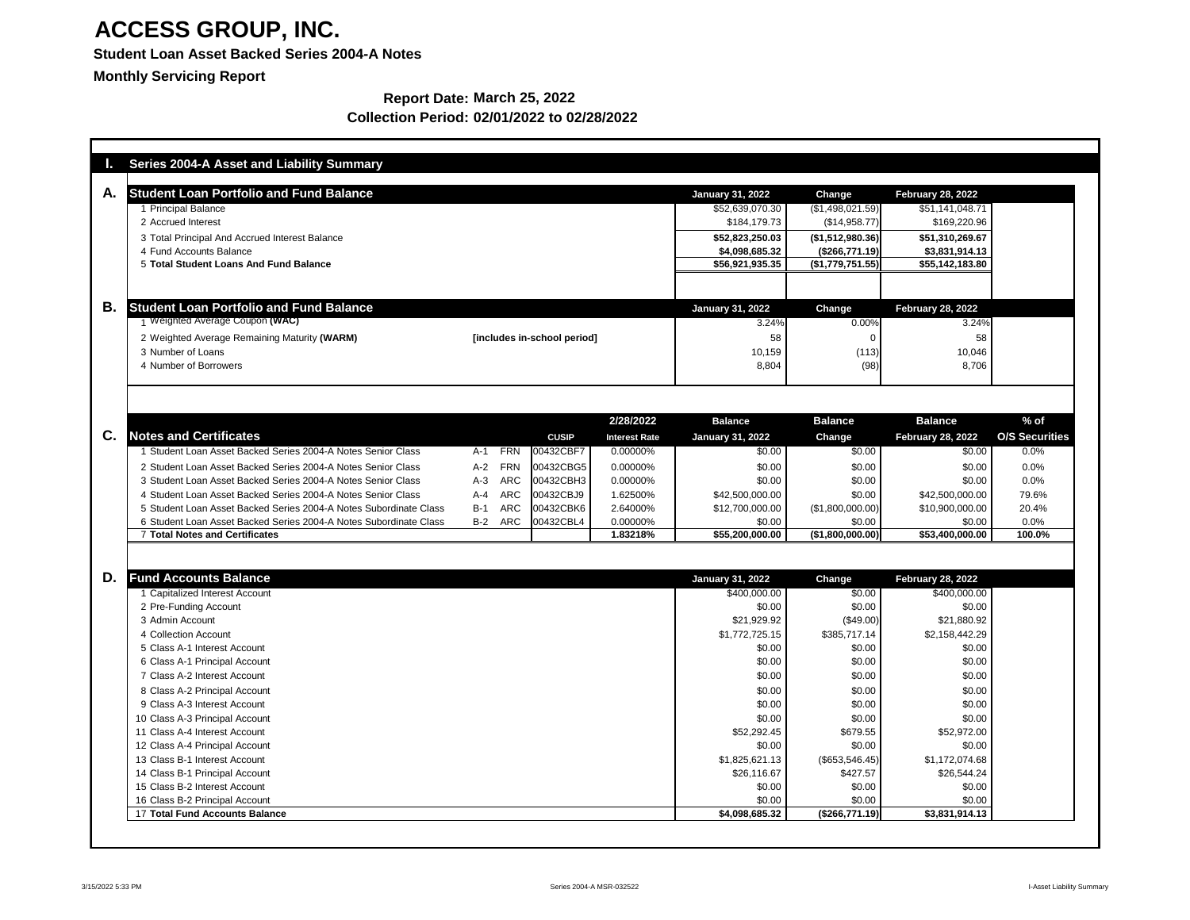# ACCESS GROUP, INC.

**Student Loan Asset Backed Series 2004-A Notes**

**Monthly Servicing Report**

**Report Date: March 25, 2022**

**Collection Period: 02/01/2022 to 02/28/2022**

## I. Series 2004-A Asset and Liability Summary

### A. Student Loan Portfolio and Fund Balance

| | January 31, 2022 | Change | February 28, 2022 |
|---|---|---|---|
| 1 Principal Balance | $52,639,070.30 | ($1,498,021.59) | $51,141,048.71 |
| 2 Accrued Interest | $184,179.73 | ($14,958.77) | $169,220.96 |
| 3 Total Principal And Accrued Interest Balance | **$52,823,250.03** | **($1,512,980.36)** | **$51,310,269.67** |
| 4 Fund Accounts Balance | **$4,098,685.32** | **($266,771.19)** | **$3,831,914.13** |
| 5 **Total Student Loans And Fund Balance** | **$56,921,935.35** | **($1,779,751.55)** | **$55,142,183.80** |

### B. Student Loan Portfolio and Fund Balance

| | | January 31, 2022 | Change | February 28, 2022 |
|---|---|---|---|---|
| 1 Weighted Average Coupon **(WAC)** | | 3.24% | 0.00% | 3.24% |
| 2 Weighted Average Remaining Maturity **(WARM)** | **[includes in-school period]** | 58 | 0 | 58 |
| 3 Number of Loans | | 10,159 | (113) | 10,046 |
| 4 Number of Borrowers | | 8,804 | (98) | 8,706 |

### C. Notes and Certificates

| | | | CUSIP | 2/28/2022 Interest Rate | Balance January 31, 2022 | Balance Change | Balance February 28, 2022 | % of O/S Securities |
|---|---|---|---|---|---|---|---|---|
| 1 Student Loan Asset Backed Series 2004-A Notes Senior Class | A-1 | FRN | 00432CBF7 | 0.00000% | $0.00 | $0.00 | $0.00 | 0.0% |
| 2 Student Loan Asset Backed Series 2004-A Notes Senior Class | A-2 | FRN | 00432CBG5 | 0.00000% | $0.00 | $0.00 | $0.00 | 0.0% |
| 3 Student Loan Asset Backed Series 2004-A Notes Senior Class | A-3 | ARC | 00432CBH3 | 0.00000% | $0.00 | $0.00 | $0.00 | 0.0% |
| 4 Student Loan Asset Backed Series 2004-A Notes Senior Class | A-4 | ARC | 00432CBJ9 | 1.62500% | $42,500,000.00 | $0.00 | $42,500,000.00 | 79.6% |
| 5 Student Loan Asset Backed Series 2004-A Notes Subordinate Class | B-1 | ARC | 00432CBK6 | 2.64000% | $12,700,000.00 | ($1,800,000.00) | $10,900,000.00 | 20.4% |
| 6 Student Loan Asset Backed Series 2004-A Notes Subordinate Class | B-2 | ARC | 00432CBL4 | 0.00000% | $0.00 | $0.00 | $0.00 | 0.0% |
| 7 **Total Notes and Certificates** | | | | **1.83218%** | **$55,200,000.00** | **($1,800,000.00)** | **$53,400,000.00** | **100.0%** |

### D. Fund Accounts Balance

| | January 31, 2022 | Change | February 28, 2022 |
|---|---|---|---|
| 1 Capitalized Interest Account | $400,000.00 | $0.00 | $400,000.00 |
| 2 Pre-Funding Account | $0.00 | $0.00 | $0.00 |
| 3 Admin Account | $21,929.92 | ($49.00) | $21,880.92 |
| 4 Collection Account | $1,772,725.15 | $385,717.14 | $2,158,442.29 |
| 5 Class A-1 Interest Account | $0.00 | $0.00 | $0.00 |
| 6 Class A-1 Principal Account | $0.00 | $0.00 | $0.00 |
| 7 Class A-2 Interest Account | $0.00 | $0.00 | $0.00 |
| 8 Class A-2 Principal Account | $0.00 | $0.00 | $0.00 |
| 9 Class A-3 Interest Account | $0.00 | $0.00 | $0.00 |
| 10 Class A-3 Principal Account | $0.00 | $0.00 | $0.00 |
| 11 Class A-4 Interest Account | $52,292.45 | $679.55 | $52,972.00 |
| 12 Class A-4 Principal Account | $0.00 | $0.00 | $0.00 |
| 13 Class B-1 Interest Account | $1,825,621.13 | ($653,546.45) | $1,172,074.68 |
| 14 Class B-1 Principal Account | $26,116.67 | $427.57 | $26,544.24 |
| 15 Class B-2 Interest Account | $0.00 | $0.00 | $0.00 |
| 16 Class B-2 Principal Account | $0.00 | $0.00 | $0.00 |
| 17 **Total Fund Accounts Balance** | **$4,098,685.32** | **($266,771.19)** | **$3,831,914.13** |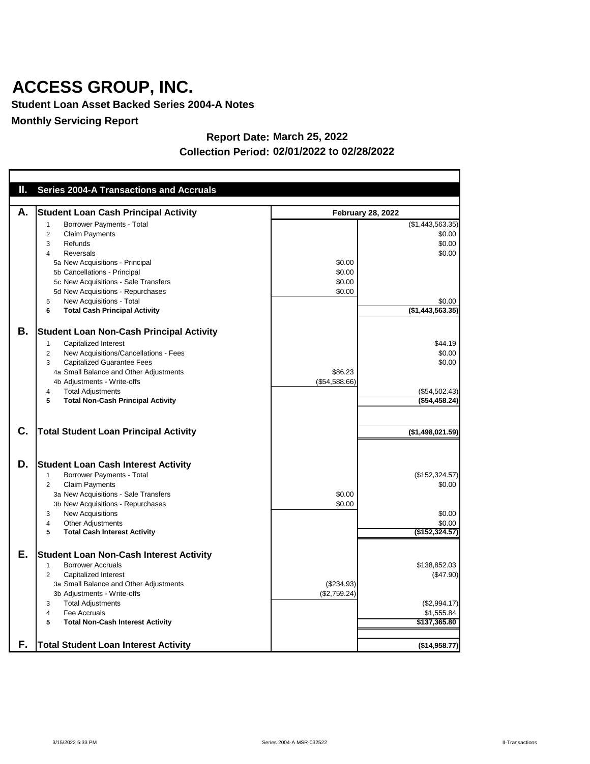# ACCESS GROUP, INC.

**Student Loan Asset Backed Series 2004-A Notes**

**Monthly Servicing Report**

**Report Date: March 25, 2022**

**Collection Period: 02/01/2022 to 02/28/2022**

## II. Series 2004-A Transactions and Accruals

| | | | February 28, 2022 |
|---|---|---|---|
| **A.** | **Student Loan Cash Principal Activity** | | |
| | 1 Borrower Payments - Total | | ($1,443,563.35) |
| | 2 Claim Payments | | $0.00 |
| | 3 Refunds | | $0.00 |
| | 4 Reversals | | $0.00 |
| | 5a New Acquisitions - Principal | $0.00 | |
| | 5b Cancellations - Principal | $0.00 | |
| | 5c New Acquisitions - Sale Transfers | $0.00 | |
| | 5d New Acquisitions - Repurchases | $0.00 | |
| | 5 New Acquisitions - Total | | $0.00 |
| | **6 Total Cash Principal Activity** | | **($1,443,563.35)** |
| **B.** | **Student Loan Non-Cash Principal Activity** | | |
| | 1 Capitalized Interest | | $44.19 |
| | 2 New Acquisitions/Cancellations - Fees | | $0.00 |
| | 3 Capitalized Guarantee Fees | | $0.00 |
| | 4a Small Balance and Other Adjustments | $86.23 | |
| | 4b Adjustments - Write-offs | ($54,588.66) | |
| | 4 Total Adjustments | | ($54,502.43) |
| | **5 Total Non-Cash Principal Activity** | | **($54,458.24)** |
| **C.** | **Total Student Loan Principal Activity** | | **($1,498,021.59)** |
| **D.** | **Student Loan Cash Interest Activity** | | |
| | 1 Borrower Payments - Total | | ($152,324.57) |
| | 2 Claim Payments | | $0.00 |
| | 3a New Acquisitions - Sale Transfers | $0.00 | |
| | 3b New Acquisitions - Repurchases | $0.00 | |
| | 3 New Acquisitions | | $0.00 |
| | 4 Other Adjustments | | $0.00 |
| | **5 Total Cash Interest Activity** | | **($152,324.57)** |
| **E.** | **Student Loan Non-Cash Interest Activity** | | |
| | 1 Borrower Accruals | | $138,852.03 |
| | 2 Capitalized Interest | | ($47.90) |
| | 3a Small Balance and Other Adjustments | ($234.93) | |
| | 3b Adjustments - Write-offs | ($2,759.24) | |
| | 3 Total Adjustments | | ($2,994.17) |
| | 4 Fee Accruals | | $1,555.84 |
| | **5 Total Non-Cash Interest Activity** | | **$137,365.80** |
| **F.** | **Total Student Loan Interest Activity** | | **($14,958.77)** |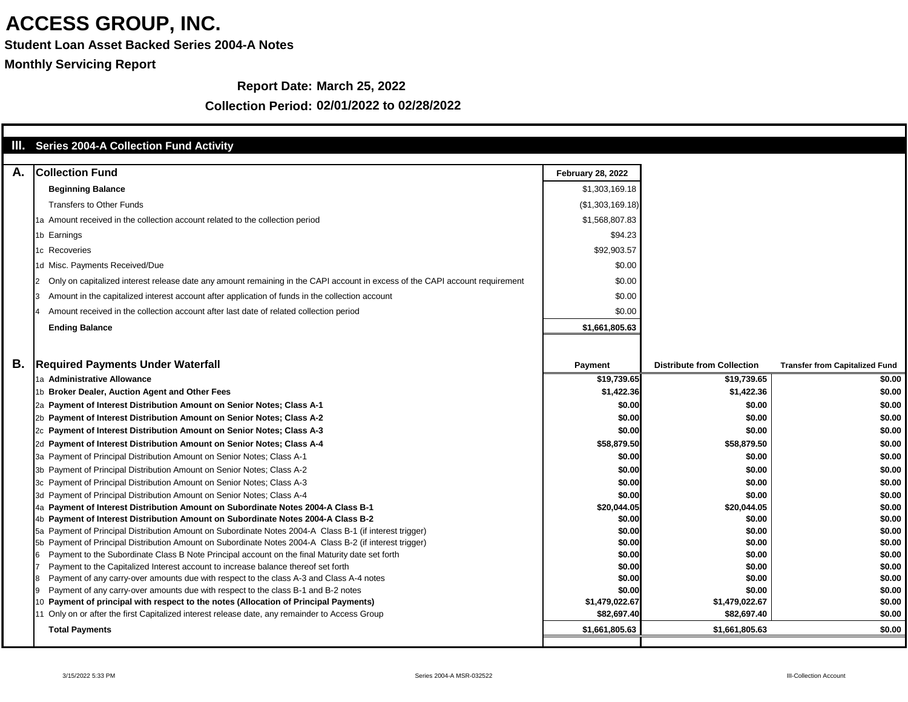# ACCESS GROUP, INC.

**Student Loan Asset Backed Series 2004-A Notes**

**Monthly Servicing Report**

**Report Date: March 25, 2022**

**Collection Period: 02/01/2022 to 02/28/2022**

## III. Series 2004-A Collection Fund Activity

| A. | Collection Fund | February 28, 2022 |
|---|---|---|
| | **Beginning Balance** | $1,303,169.18 |
| | Transfers to Other Funds | ($1,303,169.18) |
| 1a | Amount received in the collection account related to the collection period | $1,568,807.83 |
| 1b | Earnings | $94.23 |
| 1c | Recoveries | $92,903.57 |
| 1d | Misc. Payments Received/Due | $0.00 |
| 2 | Only on capitalized interest release date any amount remaining in the CAPI account in excess of the CAPI account requirement | $0.00 |
| 3 | Amount in the capitalized interest account after application of funds in the collection account | $0.00 |
| 4 | Amount received in the collection account after last date of related collection period | $0.00 |
| | **Ending Balance** | **$1,661,805.63** |

| B. | Required Payments Under Waterfall | Payment | Distribute from Collection | Transfer from Capitalized Fund |
|---|---|---|---|---|
| 1a | **Administrative Allowance** | **$19,739.65** | **$19,739.65** | **$0.00** |
| 1b | **Broker Dealer, Auction Agent and Other Fees** | **$1,422.36** | **$1,422.36** | **$0.00** |
| 2a | **Payment of Interest Distribution Amount on Senior Notes; Class A-1** | **$0.00** | **$0.00** | **$0.00** |
| 2b | **Payment of Interest Distribution Amount on Senior Notes; Class A-2** | **$0.00** | **$0.00** | **$0.00** |
| 2c | **Payment of Interest Distribution Amount on Senior Notes; Class A-3** | **$0.00** | **$0.00** | **$0.00** |
| 2d | **Payment of Interest Distribution Amount on Senior Notes; Class A-4** | **$58,879.50** | **$58,879.50** | **$0.00** |
| 3a | Payment of Principal Distribution Amount on Senior Notes; Class A-1 | **$0.00** | **$0.00** | **$0.00** |
| 3b | Payment of Principal Distribution Amount on Senior Notes; Class A-2 | **$0.00** | **$0.00** | **$0.00** |
| 3c | Payment of Principal Distribution Amount on Senior Notes; Class A-3 | **$0.00** | **$0.00** | **$0.00** |
| 3d | Payment of Principal Distribution Amount on Senior Notes; Class A-4 | **$0.00** | **$0.00** | **$0.00** |
| 4a | **Payment of Interest Distribution Amount on Subordinate Notes 2004-A Class B-1** | **$20,044.05** | **$20,044.05** | **$0.00** |
| 4b | **Payment of Interest Distribution Amount on Subordinate Notes 2004-A Class B-2** | **$0.00** | **$0.00** | **$0.00** |
| 5a | Payment of Principal Distribution Amount on Subordinate Notes 2004-A Class B-1 (if interest trigger) | **$0.00** | **$0.00** | **$0.00** |
| 5b | Payment of Principal Distribution Amount on Subordinate Notes 2004-A Class B-2 (if interest trigger) | **$0.00** | **$0.00** | **$0.00** |
| 6 | Payment to the Subordinate Class B Note Principal account on the final Maturity date set forth | **$0.00** | **$0.00** | **$0.00** |
| 7 | Payment to the Capitalized Interest account to increase balance thereof set forth | **$0.00** | **$0.00** | **$0.00** |
| 8 | Payment of any carry-over amounts due with respect to the class A-3 and Class A-4 notes | **$0.00** | **$0.00** | **$0.00** |
| 9 | Payment of any carry-over amounts due with respect to the class B-1 and B-2 notes | **$0.00** | **$0.00** | **$0.00** |
| 10 | **Payment of principal with respect to the notes (Allocation of Principal Payments)** | **$1,479,022.67** | **$1,479,022.67** | **$0.00** |
| 11 | Only on or after the first Capitalized interest release date, any remainder to Access Group | **$82,697.40** | **$82,697.40** | **$0.00** |
| | **Total Payments** | **$1,661,805.63** | **$1,661,805.63** | **$0.00** |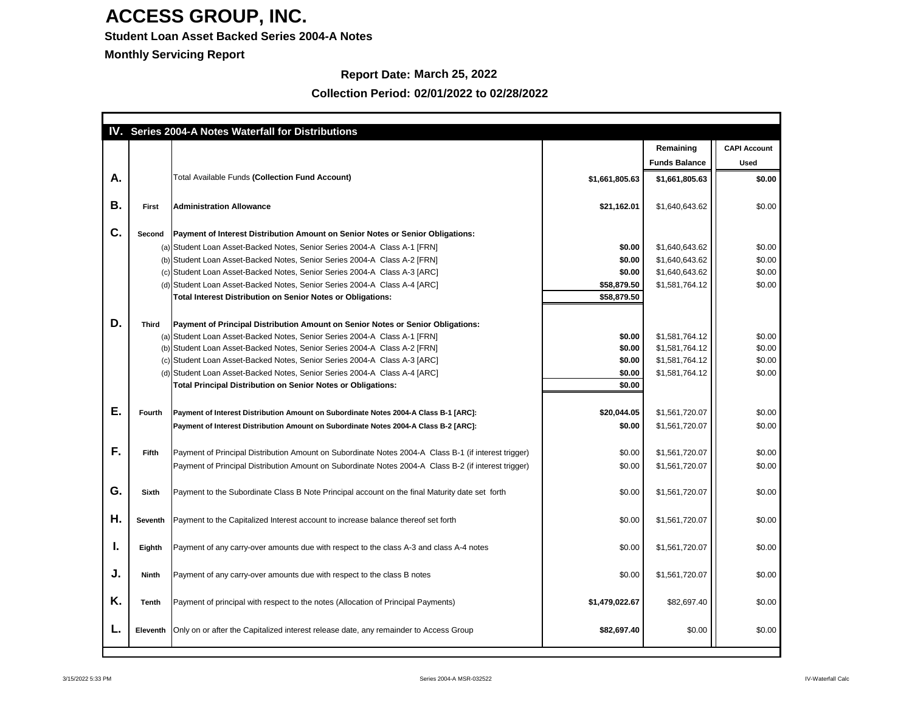# ACCESS GROUP, INC.

**Student Loan Asset Backed Series 2004-A Notes**

**Monthly Servicing Report**

**Report Date: March 25, 2022**

**Collection Period: 02/01/2022 to 02/28/2022**

| IV. | | Series 2004-A Notes Waterfall for Distributions | | Remaining Funds Balance | CAPI Account Used |
|---|---|---|---|---|---|
| **A.** | | Total Available Funds **(Collection Fund Account)** | **$1,661,805.63** | **$1,661,805.63** | **$0.00** |
| **B.** | **First** | **Administration Allowance** | **$21,162.01** | $1,640,643.62 | $0.00 |
| **C.** | **Second** | **Payment of Interest Distribution Amount on Senior Notes or Senior Obligations:** | | | |
| | (a) | Student Loan Asset-Backed Notes, Senior Series 2004-A Class A-1 [FRN] | **$0.00** | $1,640,643.62 | $0.00 |
| | (b) | Student Loan Asset-Backed Notes, Senior Series 2004-A Class A-2 [FRN] | **$0.00** | $1,640,643.62 | $0.00 |
| | (c) | Student Loan Asset-Backed Notes, Senior Series 2004-A Class A-3 [ARC] | **$0.00** | $1,640,643.62 | $0.00 |
| | (d) | Student Loan Asset-Backed Notes, Senior Series 2004-A Class A-4 [ARC] | **$58,879.50** | $1,581,764.12 | $0.00 |
| | | **Total Interest Distribution on Senior Notes or Obligations:** | **$58,879.50** | | |
| **D.** | **Third** | **Payment of Principal Distribution Amount on Senior Notes or Senior Obligations:** | | | |
| | (a) | Student Loan Asset-Backed Notes, Senior Series 2004-A Class A-1 [FRN] | **$0.00** | $1,581,764.12 | $0.00 |
| | (b) | Student Loan Asset-Backed Notes, Senior Series 2004-A Class A-2 [FRN] | **$0.00** | $1,581,764.12 | $0.00 |
| | (c) | Student Loan Asset-Backed Notes, Senior Series 2004-A Class A-3 [ARC] | **$0.00** | $1,581,764.12 | $0.00 |
| | (d) | Student Loan Asset-Backed Notes, Senior Series 2004-A Class A-4 [ARC] | **$0.00** | $1,581,764.12 | $0.00 |
| | | **Total Principal Distribution on Senior Notes or Obligations:** | **$0.00** | | |
| **E.** | **Fourth** | **Payment of Interest Distribution Amount on Subordinate Notes 2004-A Class B-1 [ARC]:** | **$20,044.05** | $1,561,720.07 | $0.00 |
| | | **Payment of Interest Distribution Amount on Subordinate Notes 2004-A Class B-2 [ARC]:** | **$0.00** | $1,561,720.07 | $0.00 |
| **F.** | **Fifth** | Payment of Principal Distribution Amount on Subordinate Notes 2004-A Class B-1 (if interest trigger) | $0.00 | $1,561,720.07 | $0.00 |
| | | Payment of Principal Distribution Amount on Subordinate Notes 2004-A Class B-2 (if interest trigger) | $0.00 | $1,561,720.07 | $0.00 |
| **G.** | **Sixth** | Payment to the Subordinate Class B Note Principal account on the final Maturity date set forth | $0.00 | $1,561,720.07 | $0.00 |
| **H.** | **Seventh** | Payment to the Capitalized Interest account to increase balance thereof set forth | $0.00 | $1,561,720.07 | $0.00 |
| **I.** | **Eighth** | Payment of any carry-over amounts due with respect to the class A-3 and class A-4 notes | $0.00 | $1,561,720.07 | $0.00 |
| **J.** | **Ninth** | Payment of any carry-over amounts due with respect to the class B notes | $0.00 | $1,561,720.07 | $0.00 |
| **K.** | **Tenth** | Payment of principal with respect to the notes (Allocation of Principal Payments) | **$1,479,022.67** | $82,697.40 | $0.00 |
| **L.** | **Eleventh** | Only on or after the Capitalized interest release date, any remainder to Access Group | **$82,697.40** | $0.00 | $0.00 |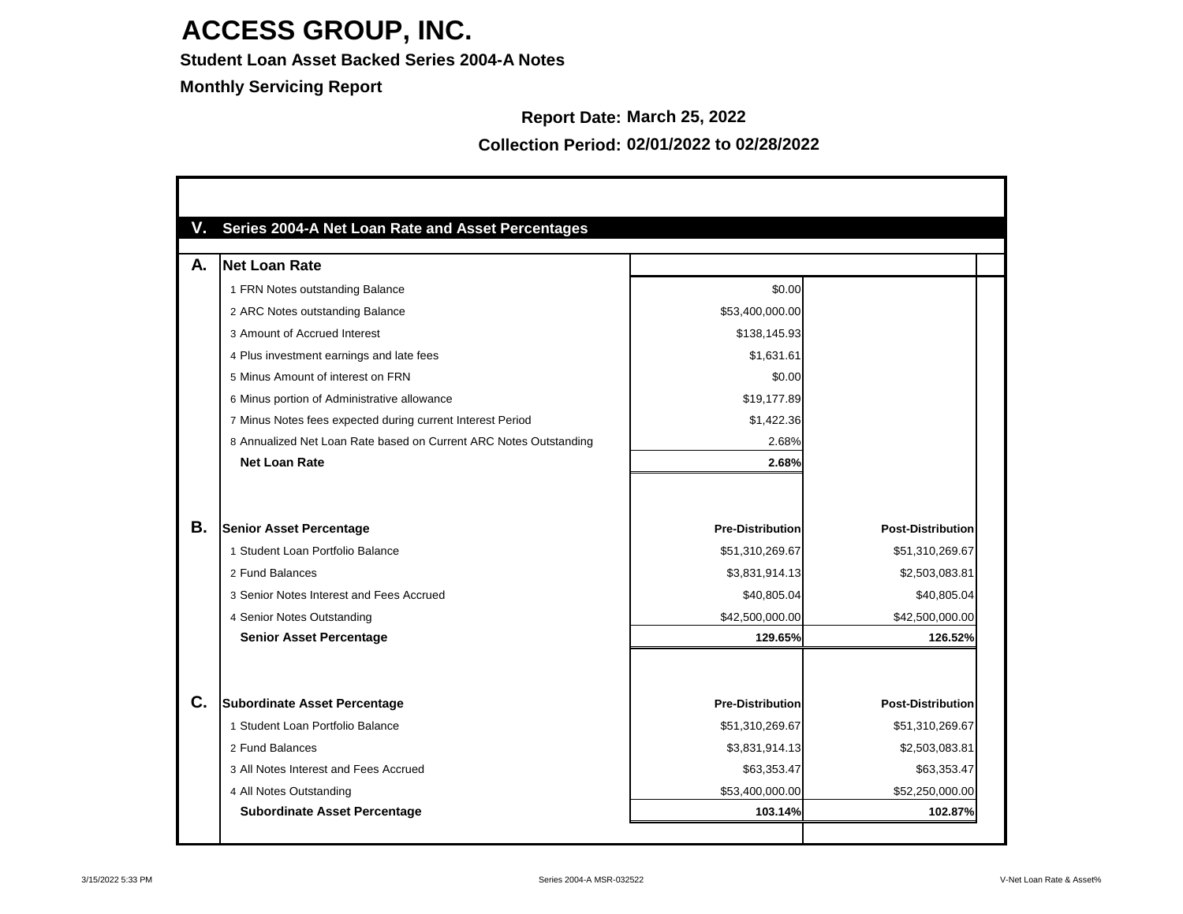# ACCESS GROUP, INC.

**Student Loan Asset Backed Series 2004-A Notes**

**Monthly Servicing Report**

**Report Date:** March 25, 2022

**Collection Period:** 02/01/2022 to 02/28/2022

## V. Series 2004-A Net Loan Rate and Asset Percentages

### A. Net Loan Rate

| | | |
|---|---|---|
| 1 FRN Notes outstanding Balance | $0.00 | |
| 2 ARC Notes outstanding Balance | $53,400,000.00 | |
| 3 Amount of Accrued Interest | $138,145.93 | |
| 4 Plus investment earnings and late fees | $1,631.61 | |
| 5 Minus Amount of interest on FRN | $0.00 | |
| 6 Minus portion of Administrative allowance | $19,177.89 | |
| 7 Minus Notes fees expected during current Interest Period | $1,422.36 | |
| 8 Annualized Net Loan Rate based on Current ARC Notes Outstanding | 2.68% | |
| **Net Loan Rate** | **2.68%** | |

### B. Senior Asset Percentage

| | **Pre-Distribution** | **Post-Distribution** |
|---|---|---|
| 1 Student Loan Portfolio Balance | $51,310,269.67 | $51,310,269.67 |
| 2 Fund Balances | $3,831,914.13 | $2,503,083.81 |
| 3 Senior Notes Interest and Fees Accrued | $40,805.04 | $40,805.04 |
| 4 Senior Notes Outstanding | $42,500,000.00 | $42,500,000.00 |
| **Senior Asset Percentage** | **129.65%** | **126.52%** |

### C. Subordinate Asset Percentage

| | **Pre-Distribution** | **Post-Distribution** |
|---|---|---|
| 1 Student Loan Portfolio Balance | $51,310,269.67 | $51,310,269.67 |
| 2 Fund Balances | $3,831,914.13 | $2,503,083.81 |
| 3 All Notes Interest and Fees Accrued | $63,353.47 | $63,353.47 |
| 4 All Notes Outstanding | $53,400,000.00 | $52,250,000.00 |
| **Subordinate Asset Percentage** | **103.14%** | **102.87%** |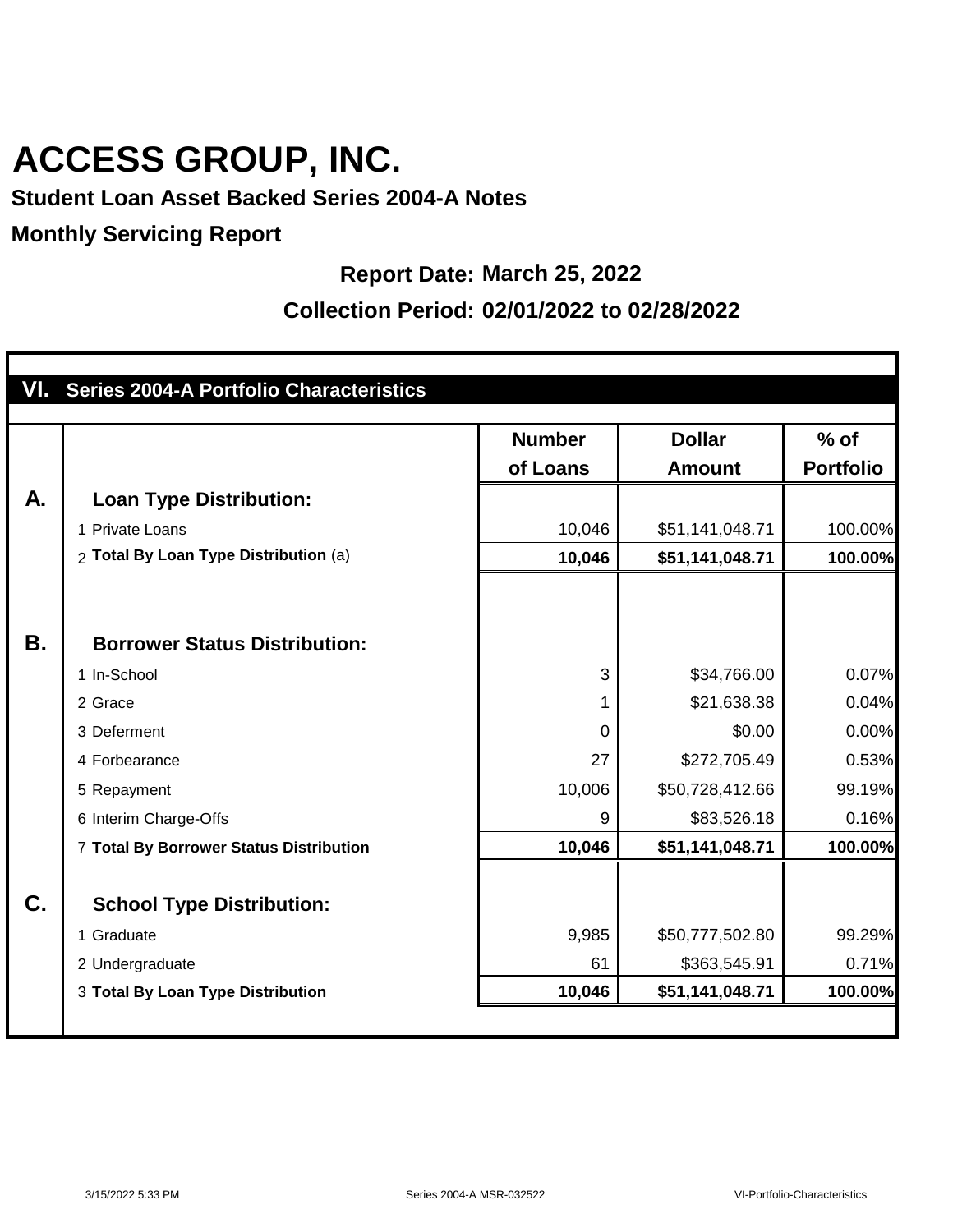# ACCESS GROUP, INC.

**Student Loan Asset Backed Series 2004-A Notes**

**Monthly Servicing Report**

**Report Date: March 25, 2022**

**Collection Period: 02/01/2022 to 02/28/2022**

## VI. Series 2004-A Portfolio Characteristics

| | | Number of Loans | Dollar Amount | % of Portfolio |
|---|---|---|---|---|
| **A.** | **Loan Type Distribution:** | | | |
| | 1 Private Loans | 10,046 | $51,141,048.71 | 100.00% |
| | 2 **Total By Loan Type Distribution** (a) | **10,046** | **$51,141,048.71** | **100.00%** |
| **B.** | **Borrower Status Distribution:** | | | |
| | 1 In-School | 3 | $34,766.00 | 0.07% |
| | 2 Grace | 1 | $21,638.38 | 0.04% |
| | 3 Deferment | 0 | $0.00 | 0.00% |
| | 4 Forbearance | 27 | $272,705.49 | 0.53% |
| | 5 Repayment | 10,006 | $50,728,412.66 | 99.19% |
| | 6 Interim Charge-Offs | 9 | $83,526.18 | 0.16% |
| | 7 **Total By Borrower Status Distribution** | **10,046** | **$51,141,048.71** | **100.00%** |
| **C.** | **School Type Distribution:** | | | |
| | 1 Graduate | 9,985 | $50,777,502.80 | 99.29% |
| | 2 Undergraduate | 61 | $363,545.91 | 0.71% |
| | 3 **Total By Loan Type Distribution** | **10,046** | **$51,141,048.71** | **100.00%** |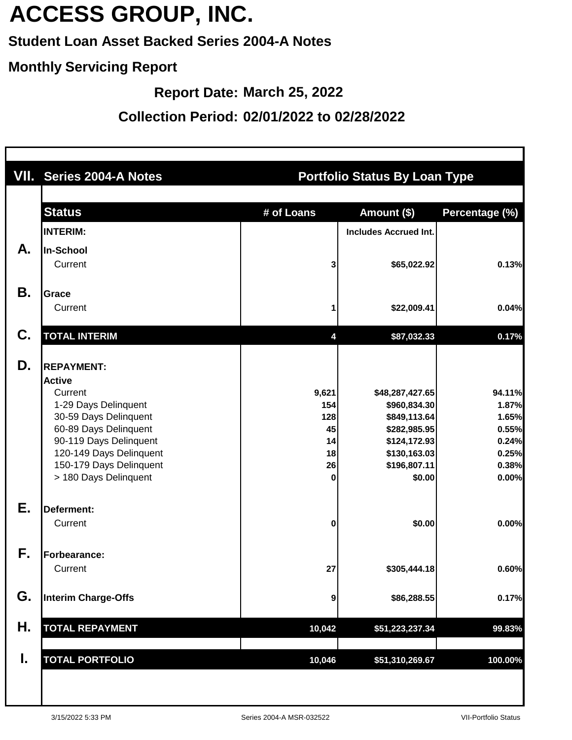# ACCESS GROUP, INC.

**Student Loan Asset Backed Series 2004-A Notes**

**Monthly Servicing Report**

**Report Date:** March 25, 2022

**Collection Period:** 02/01/2022 to 02/28/2022

## VII. Series 2004-A Notes — Portfolio Status By Loan Type

| | Status | # of Loans | Amount ($) | Percentage (%) |
|---|---|---|---|---|
| | **INTERIM:** | | Includes Accrued Int. | |
| **A.** | **In-School** | | | |
| | Current | 3 | $65,022.92 | 0.13% |
| **B.** | **Grace** | | | |
| | Current | 1 | $22,009.41 | 0.04% |
| **C.** | **TOTAL INTERIM** | 4 | $87,032.33 | 0.17% |
| **D.** | **REPAYMENT:** | | | |
| | **Active** | | | |
| | Current | 9,621 | $48,287,427.65 | 94.11% |
| | 1-29 Days Delinquent | 154 | $960,834.30 | 1.87% |
| | 30-59 Days Delinquent | 128 | $849,113.64 | 1.65% |
| | 60-89 Days Delinquent | 45 | $282,985.95 | 0.55% |
| | 90-119 Days Delinquent | 14 | $124,172.93 | 0.24% |
| | 120-149 Days Delinquent | 18 | $130,163.03 | 0.25% |
| | 150-179 Days Delinquent | 26 | $196,807.11 | 0.38% |
| | > 180 Days Delinquent | 0 | $0.00 | 0.00% |
| **E.** | **Deferment:** | | | |
| | Current | 0 | $0.00 | 0.00% |
| **F.** | **Forbearance:** | | | |
| | Current | 27 | $305,444.18 | 0.60% |
| **G.** | **Interim Charge-Offs** | 9 | $86,288.55 | 0.17% |
| **H.** | **TOTAL REPAYMENT** | 10,042 | $51,223,237.34 | 99.83% |
| **I.** | **TOTAL PORTFOLIO** | 10,046 | $51,310,269.67 | 100.00% |

3/15/2022 5:33 PM | Series 2004-A MSR-032522 | VII-Portfolio Status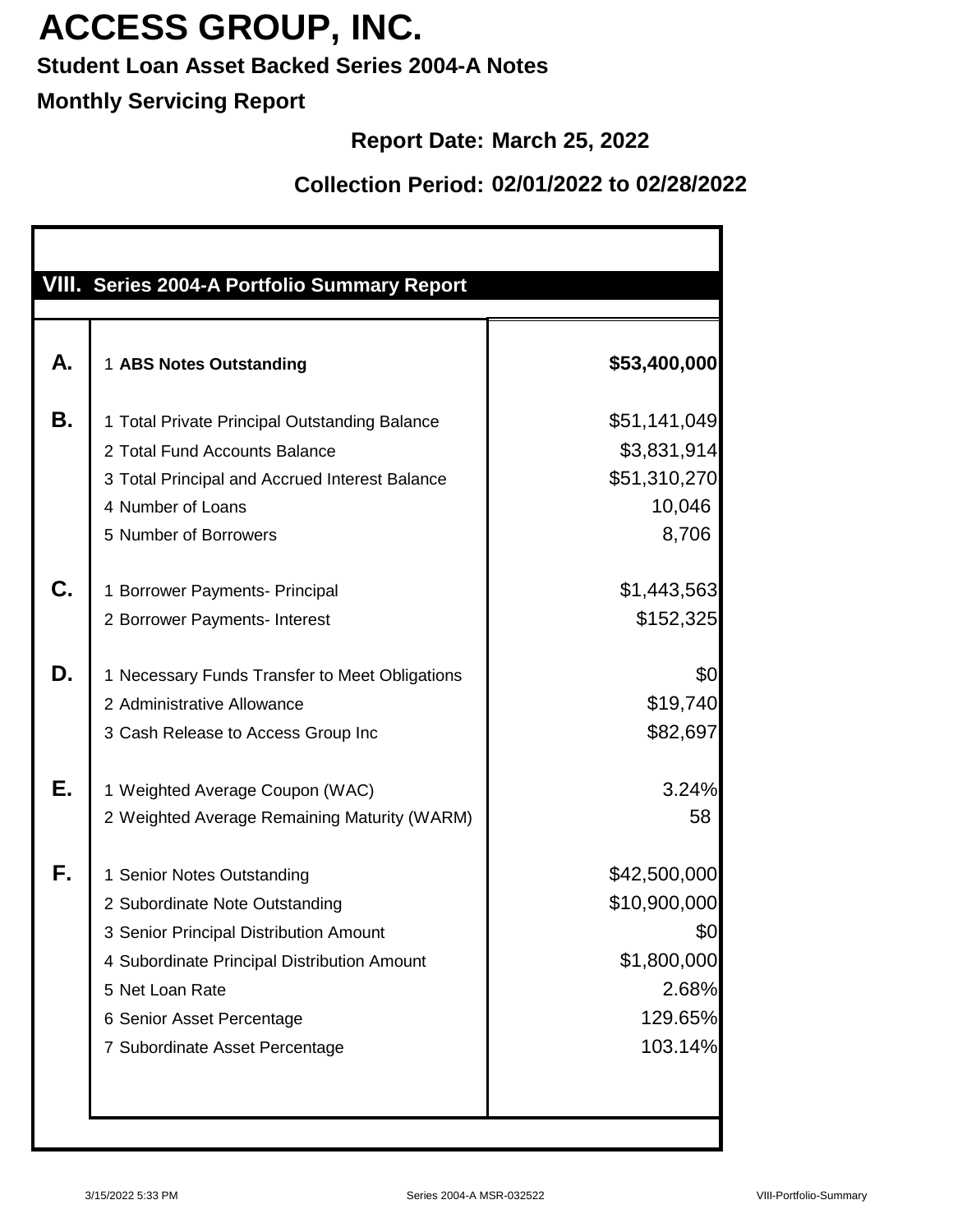# ACCESS GROUP, INC.

**Student Loan Asset Backed Series 2004-A Notes**

**Monthly Servicing Report**

**Report Date: March 25, 2022**

**Collection Period: 02/01/2022 to 02/28/2022**

## VIII. Series 2004-A Portfolio Summary Report

| | | |
|---|---|---|
| **A.** | 1 **ABS Notes Outstanding** | **$53,400,000** |
| **B.** | 1 Total Private Principal Outstanding Balance | $51,141,049 |
| | 2 Total Fund Accounts Balance | $3,831,914 |
| | 3 Total Principal and Accrued Interest Balance | $51,310,270 |
| | 4 Number of Loans | 10,046 |
| | 5 Number of Borrowers | 8,706 |
| **C.** | 1 Borrower Payments- Principal | $1,443,563 |
| | 2 Borrower Payments- Interest | $152,325 |
| **D.** | 1 Necessary Funds Transfer to Meet Obligations | $0 |
| | 2 Administrative Allowance | $19,740 |
| | 3 Cash Release to Access Group Inc | $82,697 |
| **E.** | 1 Weighted Average Coupon (WAC) | 3.24% |
| | 2 Weighted Average Remaining Maturity (WARM) | 58 |
| **F.** | 1 Senior Notes Outstanding | $42,500,000 |
| | 2 Subordinate Note Outstanding | $10,900,000 |
| | 3 Senior Principal Distribution Amount | $0 |
| | 4 Subordinate Principal Distribution Amount | $1,800,000 |
| | 5 Net Loan Rate | 2.68% |
| | 6 Senior Asset Percentage | 129.65% |
| | 7 Subordinate Asset Percentage | 103.14% |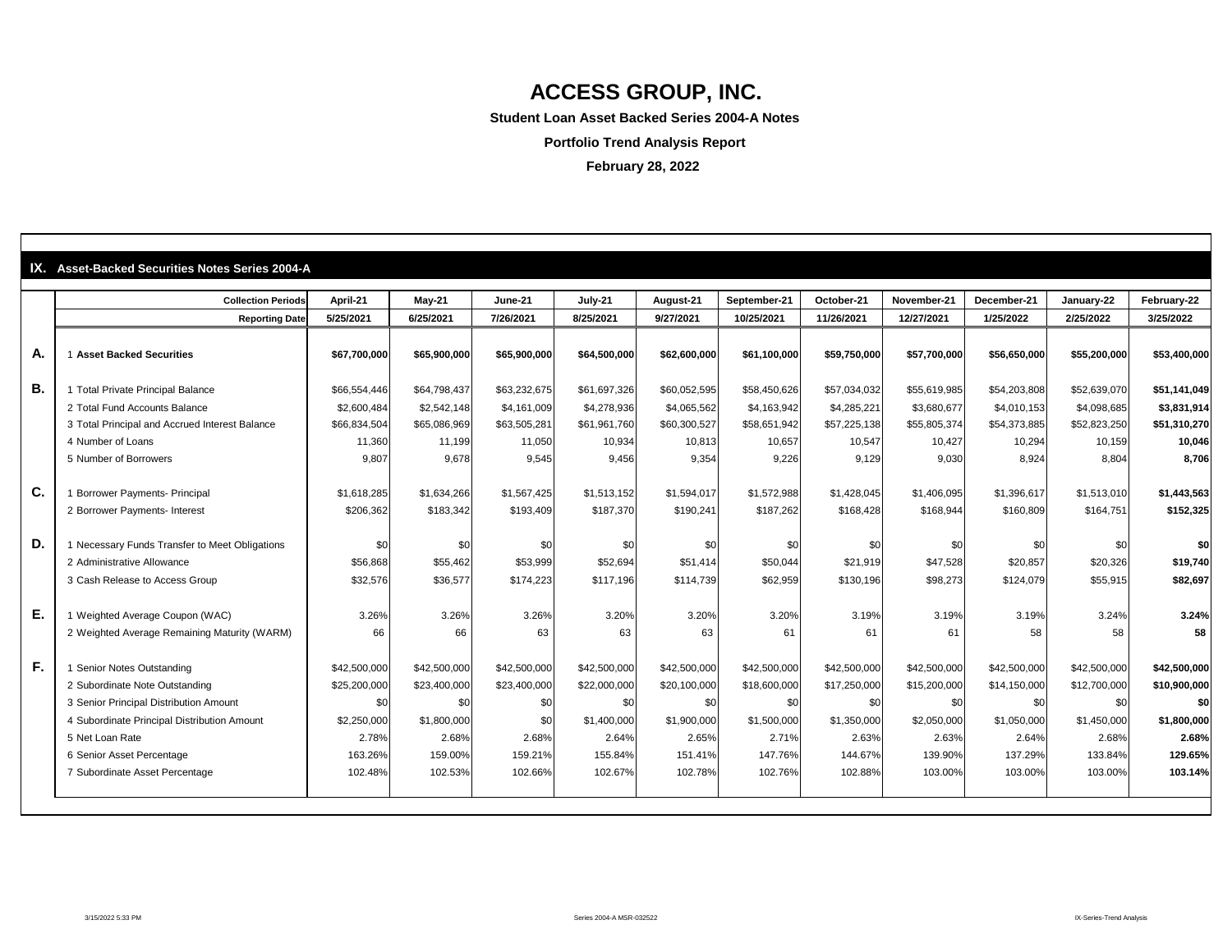# ACCESS GROUP, INC.

**Student Loan Asset Backed Series 2004-A Notes**

**Portfolio Trend Analysis Report**

**February 28, 2022**

## IX. Asset-Backed Securities Notes Series 2004-A

| | **Collection Periods** | **April-21** | **May-21** | **June-21** | **July-21** | **August-21** | **September-21** | **October-21** | **November-21** | **December-21** | **January-22** | **February-22** |
|---|---|---|---|---|---|---|---|---|---|---|---|---|
| | **Reporting Date** | **5/25/2021** | **6/25/2021** | **7/26/2021** | **8/25/2021** | **9/27/2021** | **10/25/2021** | **11/26/2021** | **12/27/2021** | **1/25/2022** | **2/25/2022** | **3/25/2022** |
| **A.** | 1 **Asset Backed Securities** | **$67,700,000** | **$65,900,000** | **$65,900,000** | **$64,500,000** | **$62,600,000** | **$61,100,000** | **$59,750,000** | **$57,700,000** | **$56,650,000** | **$55,200,000** | **$53,400,000** |
| **B.** | 1 Total Private Principal Balance | $66,554,446 | $64,798,437 | $63,232,675 | $61,697,326 | $60,052,595 | $58,450,626 | $57,034,032 | $55,619,985 | $54,203,808 | $52,639,070 | **$51,141,049** |
| | 2 Total Fund Accounts Balance | $2,600,484 | $2,542,148 | $4,161,009 | $4,278,936 | $4,065,562 | $4,163,942 | $4,285,221 | $3,680,677 | $4,010,153 | $4,098,685 | **$3,831,914** |
| | 3 Total Principal and Accrued Interest Balance | $66,834,504 | $65,086,969 | $63,505,281 | $61,961,760 | $60,300,527 | $58,651,942 | $57,225,138 | $55,805,374 | $54,373,885 | $52,823,250 | **$51,310,270** |
| | 4 Number of Loans | 11,360 | 11,199 | 11,050 | 10,934 | 10,813 | 10,657 | 10,547 | 10,427 | 10,294 | 10,159 | **10,046** |
| | 5 Number of Borrowers | 9,807 | 9,678 | 9,545 | 9,456 | 9,354 | 9,226 | 9,129 | 9,030 | 8,924 | 8,804 | **8,706** |
| **C.** | 1 Borrower Payments- Principal | $1,618,285 | $1,634,266 | $1,567,425 | $1,513,152 | $1,594,017 | $1,572,988 | $1,428,045 | $1,406,095 | $1,396,617 | $1,513,010 | **$1,443,563** |
| | 2 Borrower Payments- Interest | $206,362 | $183,342 | $193,409 | $187,370 | $190,241 | $187,262 | $168,428 | $168,944 | $160,809 | $164,751 | **$152,325** |
| **D.** | 1 Necessary Funds Transfer to Meet Obligations | $0 | $0 | $0 | $0 | $0 | $0 | $0 | $0 | $0 | $0 | **$0** |
| | 2 Administrative Allowance | $56,868 | $55,462 | $53,999 | $52,694 | $51,414 | $50,044 | $21,919 | $47,528 | $20,857 | $20,326 | **$19,740** |
| | 3 Cash Release to Access Group | $32,576 | $36,577 | $174,223 | $117,196 | $114,739 | $62,959 | $130,196 | $98,273 | $124,079 | $55,915 | **$82,697** |
| **E.** | 1 Weighted Average Coupon (WAC) | 3.26% | 3.26% | 3.26% | 3.20% | 3.20% | 3.20% | 3.19% | 3.19% | 3.19% | 3.24% | **3.24%** |
| | 2 Weighted Average Remaining Maturity (WARM) | 66 | 66 | 63 | 63 | 63 | 61 | 61 | 61 | 58 | 58 | **58** |
| **F.** | 1 Senior Notes Outstanding | $42,500,000 | $42,500,000 | $42,500,000 | $42,500,000 | $42,500,000 | $42,500,000 | $42,500,000 | $42,500,000 | $42,500,000 | $42,500,000 | **$42,500,000** |
| | 2 Subordinate Note Outstanding | $25,200,000 | $23,400,000 | $23,400,000 | $22,000,000 | $20,100,000 | $18,600,000 | $17,250,000 | $15,200,000 | $14,150,000 | $12,700,000 | **$10,900,000** |
| | 3 Senior Principal Distribution Amount | $0 | $0 | $0 | $0 | $0 | $0 | $0 | $0 | $0 | $0 | **$0** |
| | 4 Subordinate Principal Distribution Amount | $2,250,000 | $1,800,000 | $0 | $1,400,000 | $1,900,000 | $1,500,000 | $1,350,000 | $2,050,000 | $1,050,000 | $1,450,000 | **$1,800,000** |
| | 5 Net Loan Rate | 2.78% | 2.68% | 2.68% | 2.64% | 2.65% | 2.71% | 2.63% | 2.63% | 2.64% | 2.68% | **2.68%** |
| | 6 Senior Asset Percentage | 163.26% | 159.00% | 159.21% | 155.84% | 151.41% | 147.76% | 144.67% | 139.90% | 137.29% | 133.84% | **129.65%** |
| | 7 Subordinate Asset Percentage | 102.48% | 102.53% | 102.66% | 102.67% | 102.78% | 102.76% | 102.88% | 103.00% | 103.00% | 103.00% | **103.14%** |